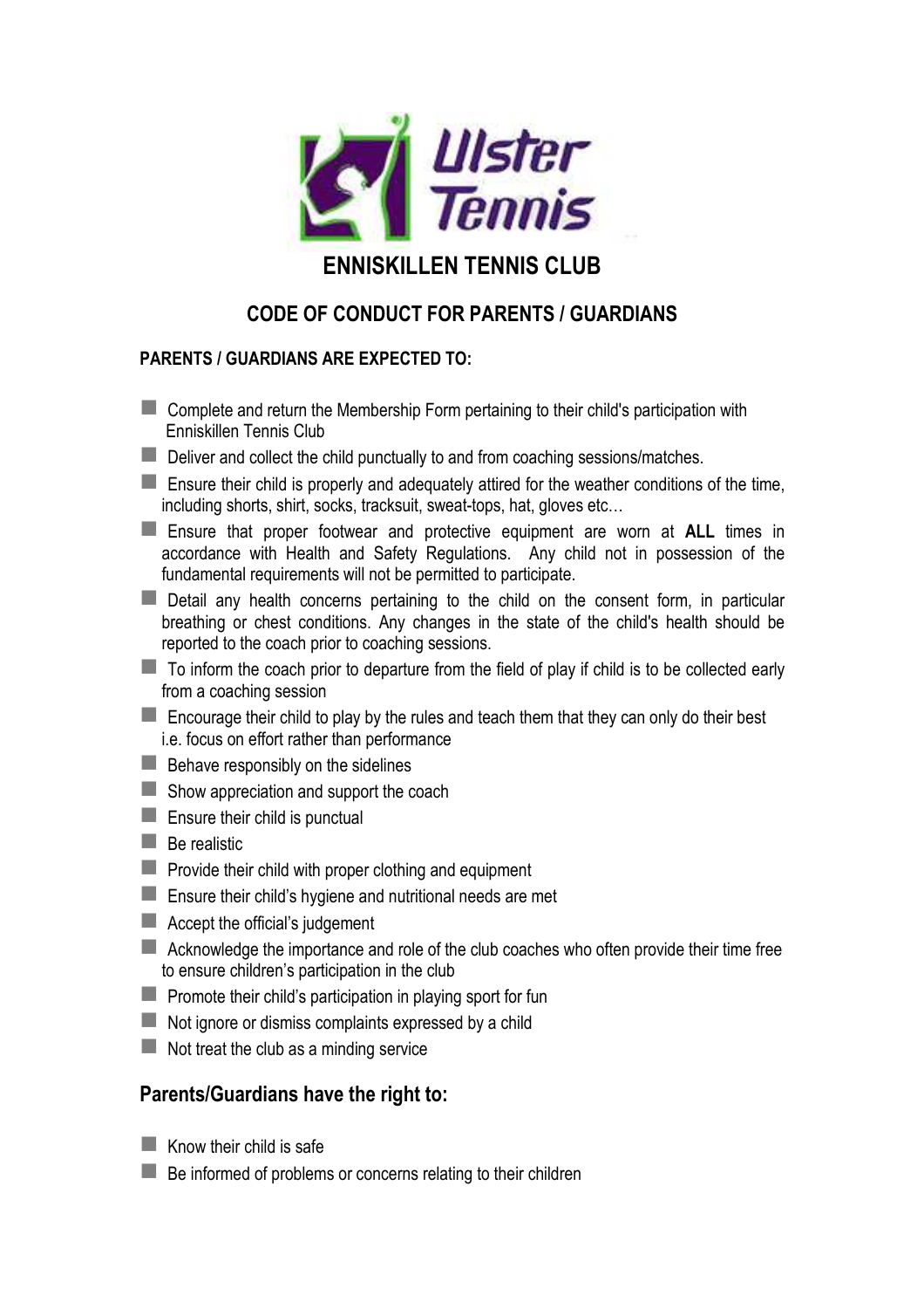Ulster Tennis

# ENNISKILLEN TENNIS CLUB

## CODE OF CONDUCT FOR PARENTS / GUARDIANS

### PARENTS / GUARDIANS ARE EXPECTED TO:

- Complete and return the Membership Form pertaining to their child's participation with Enniskillen Tennis Club
- Deliver and collect the child punctually to and from coaching sessions/matches.
- Ensure their child is properly and adequately attired for the weather conditions of the time, including shorts, shirt, socks, tracksuit, sweat-tops, hat, gloves etc…
- Ensure that proper footwear and protective equipment are worn at **ALL** times in accordance with Health and Safety Regulations. Any child not in possession of the fundamental requirements will not be permitted to participate.
- Detail any health concerns pertaining to the child on the consent form, in particular breathing or chest conditions. Any changes in the state of the child's health should be reported to the coach prior to coaching sessions.
- To inform the coach prior to departure from the field of play if child is to be collected early from a coaching session
- Encourage their child to play by the rules and teach them that they can only do their best i.e. focus on effort rather than performance
- Behave responsibly on the sidelines
- Show appreciation and support the coach
- Ensure their child is punctual
- Be realistic
- Provide their child with proper clothing and equipment
- Ensure their child's hygiene and nutritional needs are met
- Accept the official's judgement
- Acknowledge the importance and role of the club coaches who often provide their time free to ensure children's participation in the club
- Promote their child's participation in playing sport for fun
- Not ignore or dismiss complaints expressed by a child
- Not treat the club as a minding service

## Parents/Guardians have the right to:

- Know their child is safe
- Be informed of problems or concerns relating to their children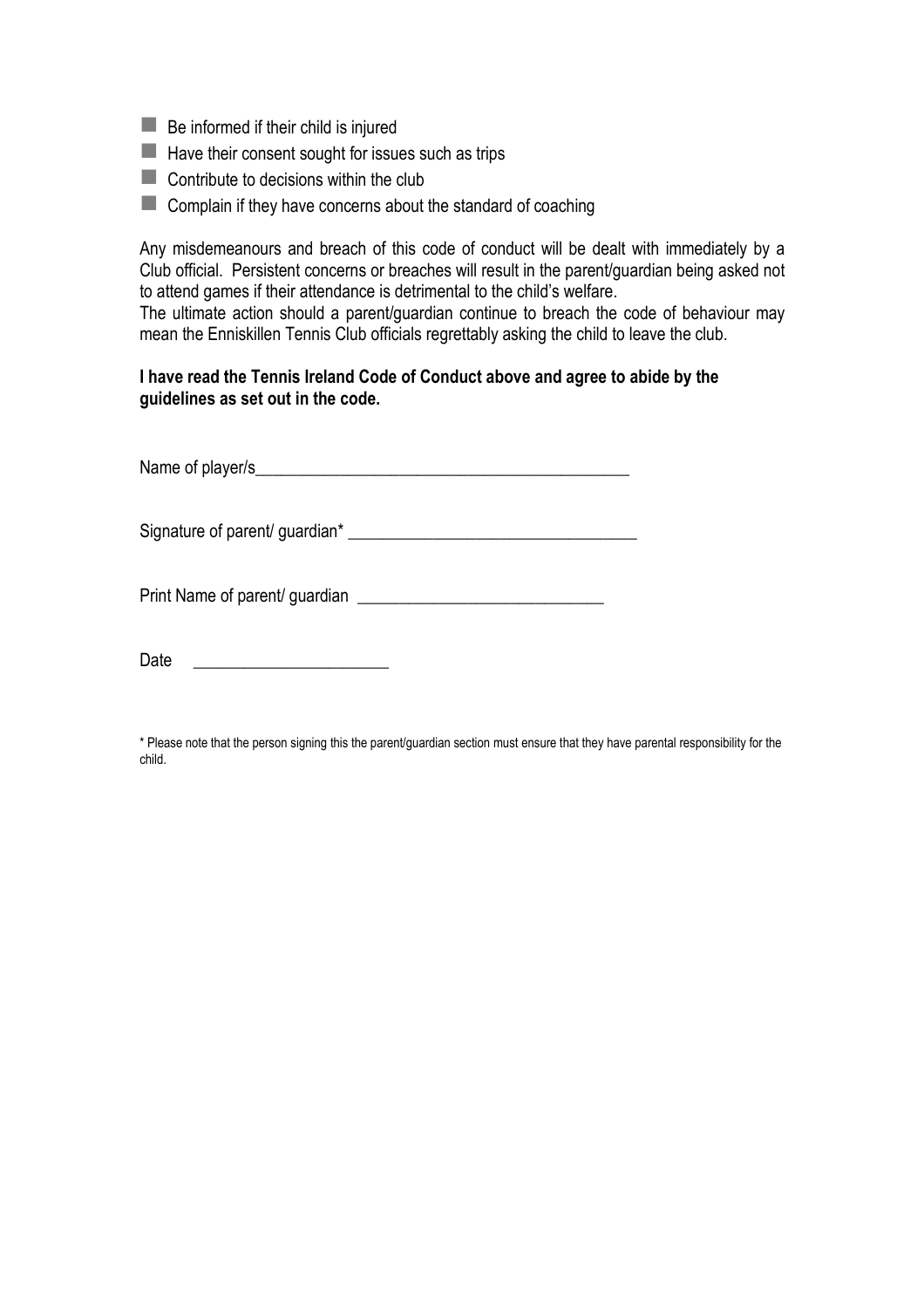- Be informed if their child is injured
- Have their consent sought for issues such as trips
- Contribute to decisions within the club
- Complain if they have concerns about the standard of coaching

Any misdemeanours and breach of this code of conduct will be dealt with immediately by a Club official. Persistent concerns or breaches will result in the parent/guardian being asked not to attend games if their attendance is detrimental to the child's welfare.
The ultimate action should a parent/guardian continue to breach the code of behaviour may mean the Enniskillen Tennis Club officials regrettably asking the child to leave the club.

**I have read the Tennis Ireland Code of Conduct above and agree to abide by the guidelines as set out in the code.**

Name of player/s_____________________________________________

Signature of parent/ guardian* __________________________________

Print Name of parent/ guardian _____________________________

Date _______________________

\* Please note that the person signing this the parent/guardian section must ensure that they have parental responsibility for the child.